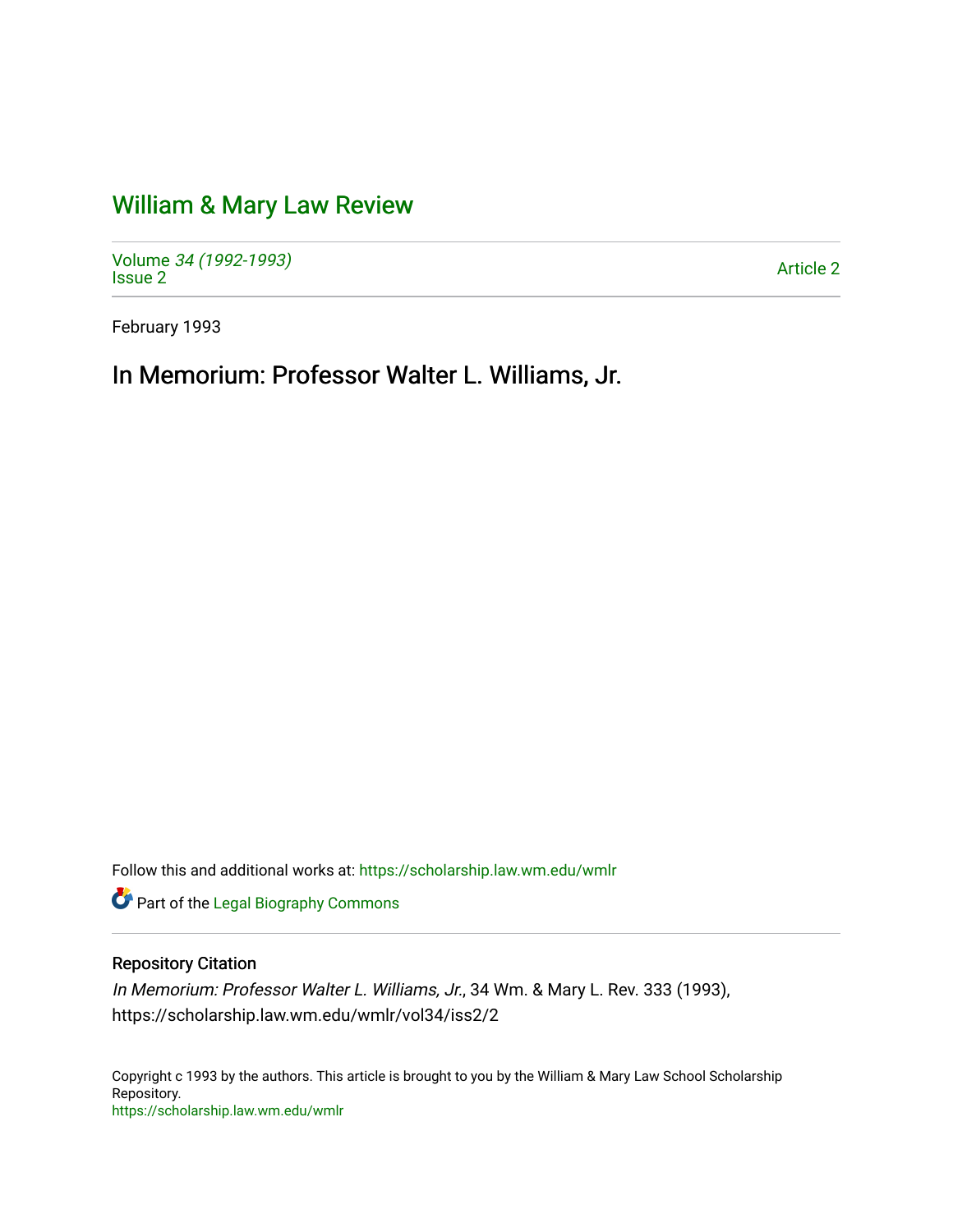# William & Mary Law Review

Volume 34 (1992-1993)
Issue 2

Article 2

February 1993

## In Memorium: Professor Walter L. Williams, Jr.

Follow this and additional works at: https://scholarship.law.wm.edu/wmlr

Part of the Legal Biography Commons

### Repository Citation

*In Memorium: Professor Walter L. Williams, Jr.*, 34 Wm. & Mary L. Rev. 333 (1993), https://scholarship.law.wm.edu/wmlr/vol34/iss2/2

Copyright c 1993 by the authors. This article is brought to you by the William & Mary Law School Scholarship Repository.
https://scholarship.law.wm.edu/wmlr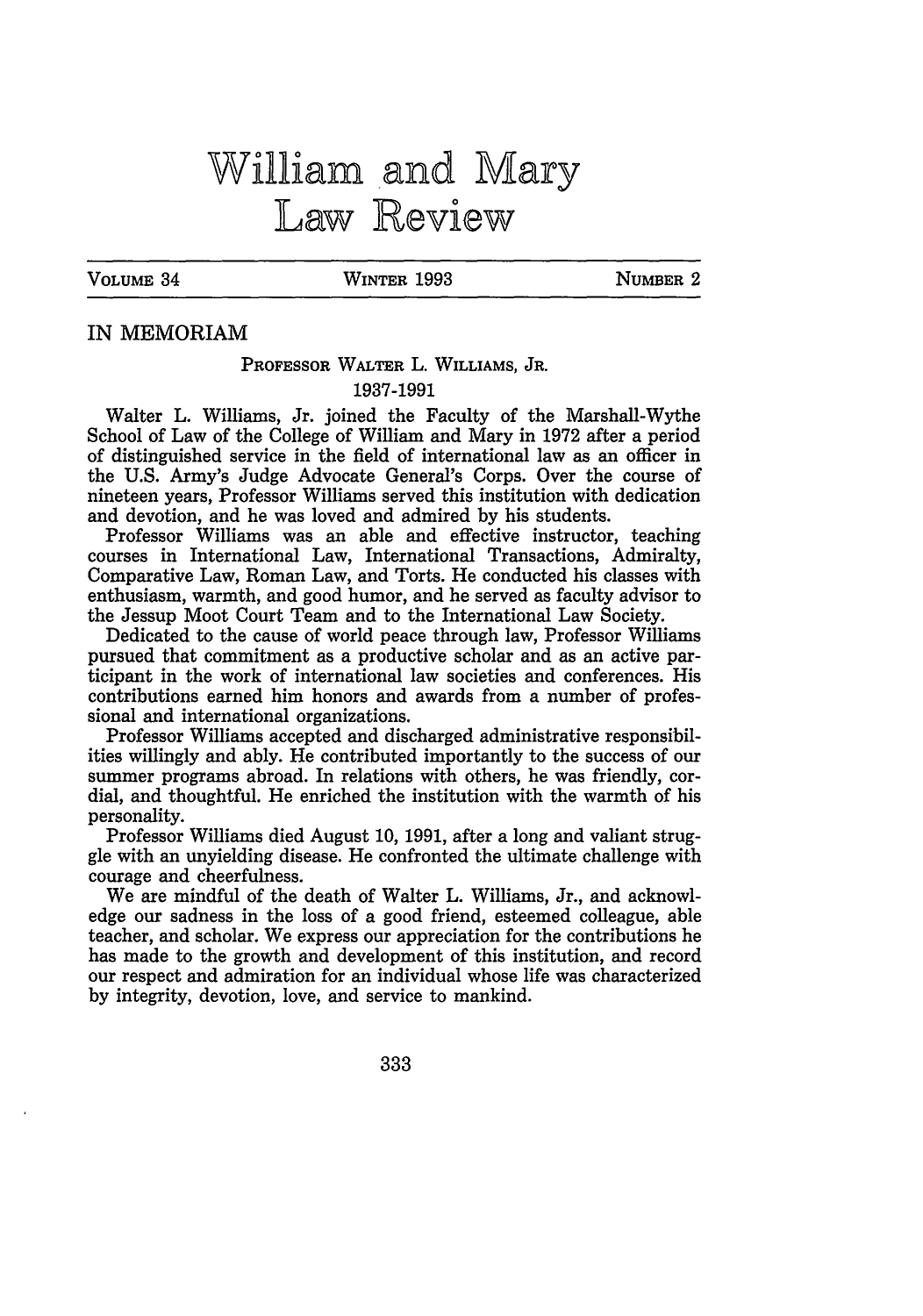# William and Mary Law Review

VOLUME 34 | WINTER 1993 | NUMBER 2

## IN MEMORIAM

### PROFESSOR WALTER L. WILLIAMS, JR.

### 1937-1991

Walter L. Williams, Jr. joined the Faculty of the Marshall-Wythe School of Law of the College of William and Mary in 1972 after a period of distinguished service in the field of international law as an officer in the U.S. Army's Judge Advocate General's Corps. Over the course of nineteen years, Professor Williams served this institution with dedication and devotion, and he was loved and admired by his students.

Professor Williams was an able and effective instructor, teaching courses in International Law, International Transactions, Admiralty, Comparative Law, Roman Law, and Torts. He conducted his classes with enthusiasm, warmth, and good humor, and he served as faculty advisor to the Jessup Moot Court Team and to the International Law Society.

Dedicated to the cause of world peace through law, Professor Williams pursued that commitment as a productive scholar and as an active participant in the work of international law societies and conferences. His contributions earned him honors and awards from a number of professional and international organizations.

Professor Williams accepted and discharged administrative responsibilities willingly and ably. He contributed importantly to the success of our summer programs abroad. In relations with others, he was friendly, cordial, and thoughtful. He enriched the institution with the warmth of his personality.

Professor Williams died August 10, 1991, after a long and valiant struggle with an unyielding disease. He confronted the ultimate challenge with courage and cheerfulness.

We are mindful of the death of Walter L. Williams, Jr., and acknowledge our sadness in the loss of a good friend, esteemed colleague, able teacher, and scholar. We express our appreciation for the contributions he has made to the growth and development of this institution, and record our respect and admiration for an individual whose life was characterized by integrity, devotion, love, and service to mankind.